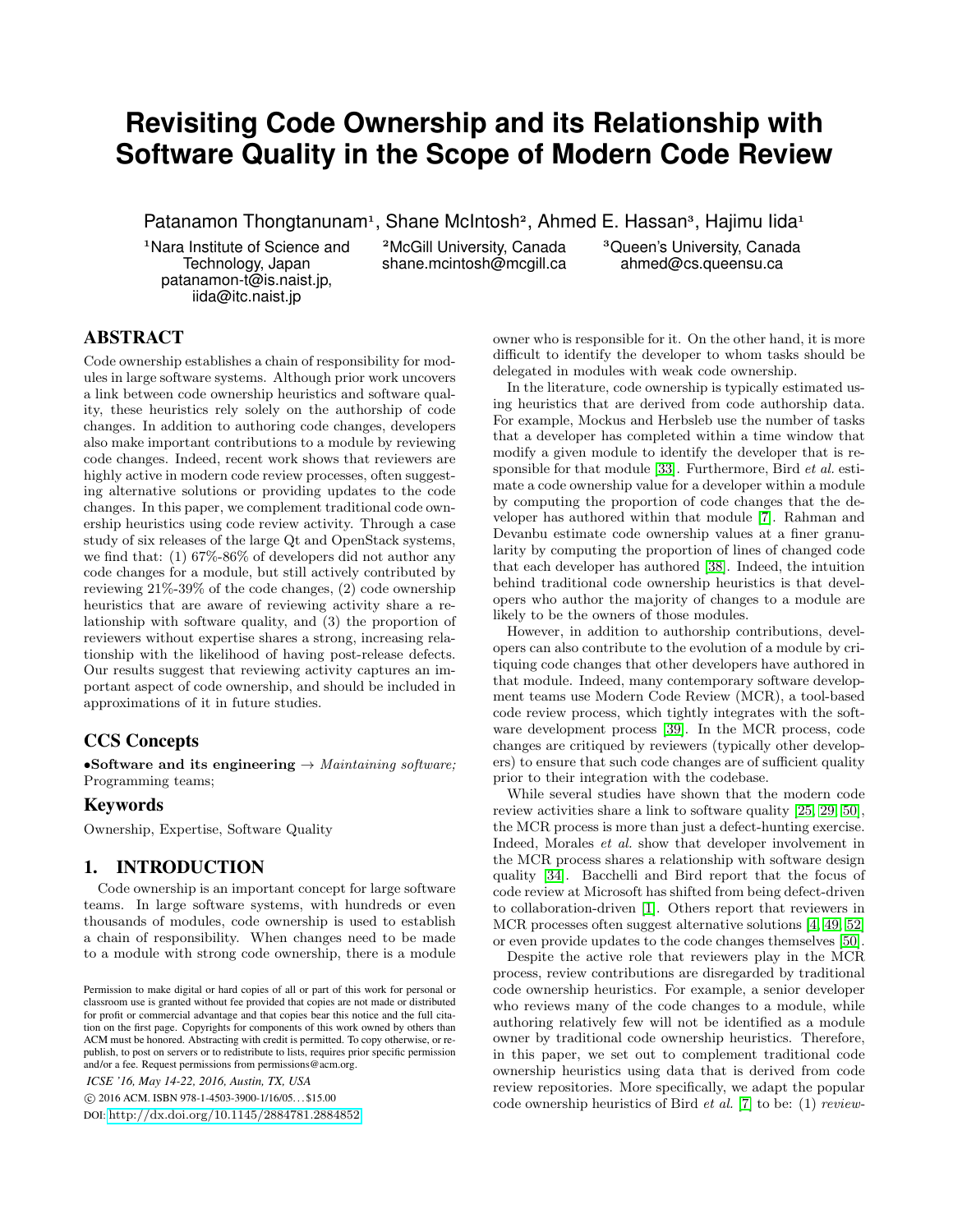# Revisiting Code Ownership and its Relationship with Software Quality in the Scope of Modern Code Review

Patanamon Thongtanunam[1], Shane McIntosh[2], Ahmed E. Hassan[3], Hajimu Iida[1]

[1]Nara Institute of Science and Technology, Japan
patanamon-t@is.naist.jp, iida@itc.naist.jp

[2]McGill University, Canada
shane.mcintosh@mcgill.ca

[3]Queen's University, Canada
ahmed@cs.queensu.ca

## ABSTRACT

Code ownership establishes a chain of responsibility for modules in large software systems. Although prior work uncovers a link between code ownership heuristics and software quality, these heuristics rely solely on the authorship of code changes. In addition to authoring code changes, developers also make important contributions to a module by reviewing code changes. Indeed, recent work shows that reviewers are highly active in modern code review processes, often suggesting alternative solutions or providing updates to the code changes. In this paper, we complement traditional code ownership heuristics using code review activity. Through a case study of six releases of the large Qt and OpenStack systems, we find that: (1) 67%-86% of developers did not author any code changes for a module, but still actively contributed by reviewing 21%-39% of the code changes, (2) code ownership heuristics that are aware of reviewing activity share a relationship with software quality, and (3) the proportion of reviewers without expertise shares a strong, increasing relationship with the likelihood of having post-release defects. Our results suggest that reviewing activity captures an important aspect of code ownership, and should be included in approximations of it in future studies.

## CCS Concepts

•**Software and its engineering** → *Maintaining software;* Programming teams;

## Keywords

Ownership, Expertise, Software Quality

## 1. INTRODUCTION

Code ownership is an important concept for large software teams. In large software systems, with hundreds or even thousands of modules, code ownership is used to establish a chain of responsibility. When changes need to be made to a module with strong code ownership, there is a module owner who is responsible for it. On the other hand, it is more difficult to identify the developer to whom tasks should be delegated in modules with weak code ownership.

In the literature, code ownership is typically estimated using heuristics that are derived from code authorship data. For example, Mockus and Herbsleb use the number of tasks that a developer has completed within a time window that modify a given module to identify the developer that is responsible for that module [33]. Furthermore, Bird *et al.* estimate a code ownership value for a developer within a module by computing the proportion of code changes that the developer has authored within that module [7]. Rahman and Devanbu estimate code ownership values at a finer granularity by computing the proportion of lines of changed code that each developer has authored [38]. Indeed, the intuition behind traditional code ownership heuristics is that developers who author the majority of changes to a module are likely to be the owners of those modules.

However, in addition to authorship contributions, developers can also contribute to the evolution of a module by critiquing code changes that other developers have authored in that module. Indeed, many contemporary software development teams use Modern Code Review (MCR), a tool-based code review process, which tightly integrates with the software development process [39]. In the MCR process, code changes are critiqued by reviewers (typically other developers) to ensure that such code changes are of sufficient quality prior to their integration with the codebase.

While several studies have shown that the modern code review activities share a link to software quality [25, 29, 50], the MCR process is more than just a defect-hunting exercise. Indeed, Morales *et al.* show that developer involvement in the MCR process shares a relationship with software design quality [34]. Bacchelli and Bird report that the focus of code review at Microsoft has shifted from being defect-driven to collaboration-driven [1]. Others report that reviewers in MCR processes often suggest alternative solutions [4, 49, 52] or even provide updates to the code changes themselves [50].

Despite the active role that reviewers play in the MCR process, review contributions are disregarded by traditional code ownership heuristics. For example, a senior developer who reviews many of the code changes to a module, while authoring relatively few will not be identified as a module owner by traditional code ownership heuristics. Therefore, in this paper, we set out to complement traditional code ownership heuristics using data that is derived from code review repositories. More specifically, we adapt the popular code ownership heuristics of Bird *et al.* [7] to be: (1) *review-*

Permission to make digital or hard copies of all or part of this work for personal or classroom use is granted without fee provided that copies are not made or distributed for profit or commercial advantage and that copies bear this notice and the full citation on the first page. Copyrights for components of this work owned by others than ACM must be honored. Abstracting with credit is permitted. To copy otherwise, or republish, to post on servers or to redistribute to lists, requires prior specific permission and/or a fee. Request permissions from permissions@acm.org.

*ICSE '16, May 14-22, 2016, Austin, TX, USA*
© 2016 ACM. ISBN 978-1-4503-3900-1/16/05…$15.00
DOI: http://dx.doi.org/10.1145/2884781.2884852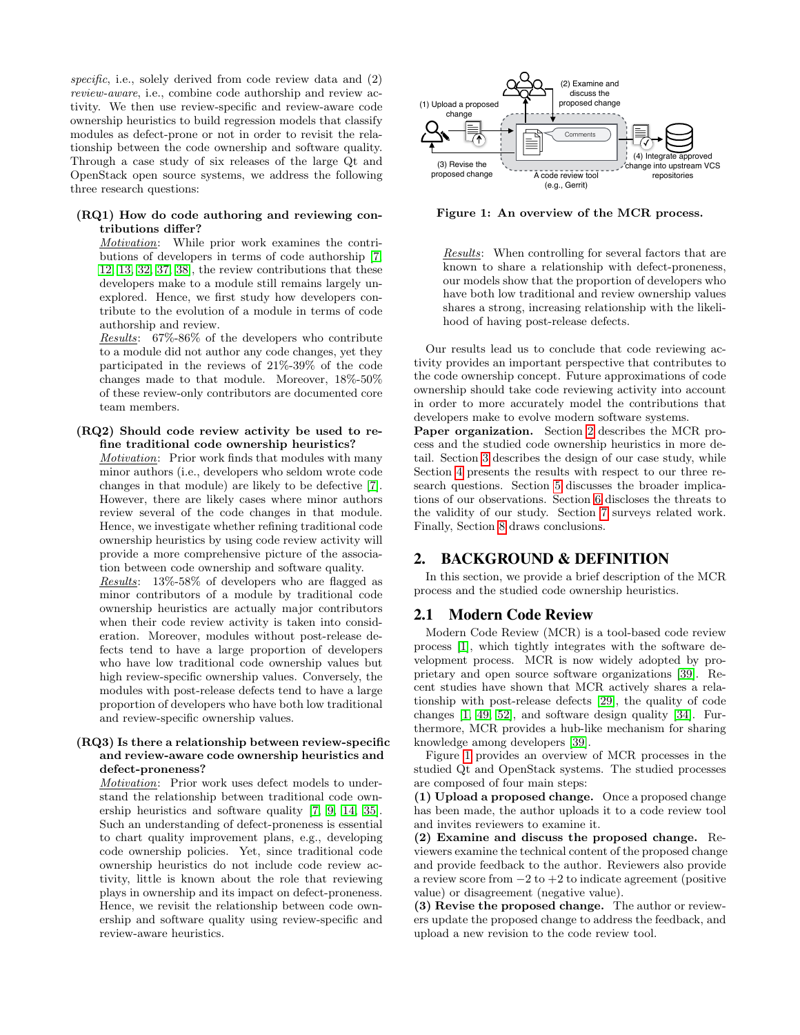*specific*, i.e., solely derived from code review data and (2) *review-aware*, i.e., combine code authorship and review activity. We then use review-specific and review-aware code ownership heuristics to build regression models that classify modules as defect-prone or not in order to revisit the relationship between the code ownership and software quality. Through a case study of six releases of the large Qt and OpenStack open source systems, we address the following three research questions:

**(RQ1) How do code authoring and reviewing contributions differ?**
*Motivation*: While prior work examines the contributions of developers in terms of code authorship [7, 12, 13, 32, 37, 38], the review contributions that these developers make to a module still remains largely unexplored. Hence, we first study how developers contribute to the evolution of a module in terms of code authorship and review.
*Results*: 67%-86% of the developers who contribute to a module did not author any code changes, yet they participated in the reviews of 21%-39% of the code changes made to that module. Moreover, 18%-50% of these review-only contributors are documented core team members.

**(RQ2) Should code review activity be used to refine traditional code ownership heuristics?**
*Motivation*: Prior work finds that modules with many minor authors (i.e., developers who seldom wrote code changes in that module) are likely to be defective [7]. However, there are likely cases where minor authors review several of the code changes in that module. Hence, we investigate whether refining traditional code ownership heuristics by using code review activity will provide a more comprehensive picture of the association between code ownership and software quality.
*Results*: 13%-58% of developers who are flagged as minor contributors of a module by traditional code ownership heuristics are actually major contributors when their code review activity is taken into consideration. Moreover, modules without post-release defects tend to have a large proportion of developers who have low traditional code ownership values but high review-specific ownership values. Conversely, the modules with post-release defects tend to have a large proportion of developers who have both low traditional and review-specific ownership values.

**(RQ3) Is there a relationship between review-specific and review-aware code ownership heuristics and defect-proneness?**
*Motivation*: Prior work uses defect models to understand the relationship between traditional code ownership heuristics and software quality [7, 9, 14, 35]. Such an understanding of defect-proneness is essential to chart quality improvement plans, e.g., developing code ownership policies. Yet, since traditional code ownership heuristics do not include code review activity, little is known about the role that reviewing plays in ownership and its impact on defect-proneness. Hence, we revisit the relationship between code ownership and software quality using review-specific and review-aware heuristics.

(1) Upload a proposed change

(2) Examine and discuss the proposed change

Comments

(3) Revise the proposed change

A code review tool (e.g., Gerrit)

(4) Integrate approved change into upstream VCS repositories

**Figure 1: An overview of the MCR process.**

*Results*: When controlling for several factors that are known to share a relationship with defect-proneness, our models show that the proportion of developers who have both low traditional and review ownership values shares a strong, increasing relationship with the likelihood of having post-release defects.

Our results lead us to conclude that code reviewing activity provides an important perspective that contributes to the code ownership concept. Future approximations of code ownership should take code reviewing activity into account in order to more accurately model the contributions that developers make to evolve modern software systems.

**Paper organization.** Section 2 describes the MCR process and the studied code ownership heuristics in more detail. Section 3 describes the design of our case study, while Section 4 presents the results with respect to our three research questions. Section 5 discusses the broader implications of our observations. Section 6 discloses the threats to the validity of our study. Section 7 surveys related work. Finally, Section 8 draws conclusions.

## 2. BACKGROUND & DEFINITION

In this section, we provide a brief description of the MCR process and the studied code ownership heuristics.

### 2.1 Modern Code Review

Modern Code Review (MCR) is a tool-based code review process [1], which tightly integrates with the software development process. MCR is now widely adopted by proprietary and open source software organizations [39]. Recent studies have shown that MCR actively shares a relationship with post-release defects [29], the quality of code changes [1, 49, 52], and software design quality [34]. Furthermore, MCR provides a hub-like mechanism for sharing knowledge among developers [39].

Figure 1 provides an overview of MCR processes in the studied Qt and OpenStack systems. The studied processes are composed of four main steps:

**(1) Upload a proposed change.** Once a proposed change has been made, the author uploads it to a code review tool and invites reviewers to examine it.

**(2) Examine and discuss the proposed change.** Reviewers examine the technical content of the proposed change and provide feedback to the author. Reviewers also provide a review score from $-2$ to $+2$ to indicate agreement (positive value) or disagreement (negative value).

**(3) Revise the proposed change.** The author or reviewers update the proposed change to address the feedback, and upload a new revision to the code review tool.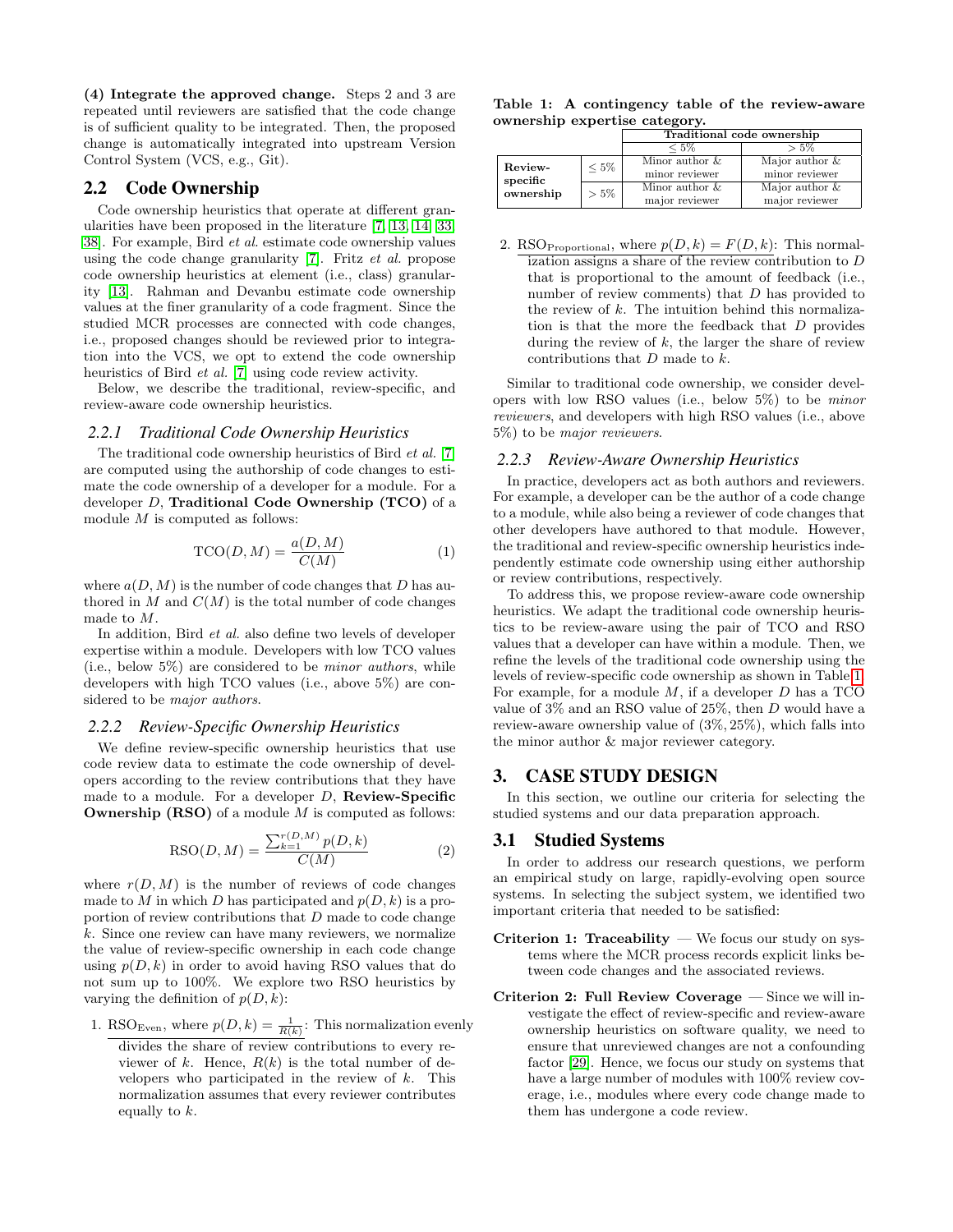**(4) Integrate the approved change.** Steps 2 and 3 are repeated until reviewers are satisfied that the code change is of sufficient quality to be integrated. Then, the proposed change is automatically integrated into upstream Version Control System (VCS, e.g., Git).

## 2.2 Code Ownership

Code ownership heuristics that operate at different granularities have been proposed in the literature [7, 13, 14, 33, 38]. For example, Bird *et al.* estimate code ownership values using the code change granularity [7]. Fritz *et al.* propose code ownership heuristics at element (i.e., class) granularity [13]. Rahman and Devanbu estimate code ownership values at the finer granularity of a code fragment. Since the studied MCR processes are connected with code changes, i.e., proposed changes should be reviewed prior to integration into the VCS, we opt to extend the code ownership heuristics of Bird *et al.* [7] using code review activity.

Below, we describe the traditional, review-specific, and review-aware code ownership heuristics.

### 2.2.1 Traditional Code Ownership Heuristics

The traditional code ownership heuristics of Bird *et al.* [7] are computed using the authorship of code changes to estimate the code ownership of a developer for a module. For a developer $D$, **Traditional Code Ownership (TCO)** of a module $M$ is computed as follows:

$$\text{TCO}(D, M) = \frac{a(D, M)}{C(M)} \quad (1)$$

where $a(D, M)$ is the number of code changes that $D$ has authored in $M$ and $C(M)$ is the total number of code changes made to $M$.

In addition, Bird *et al.* also define two levels of developer expertise within a module. Developers with low TCO values (i.e., below 5%) are considered to be *minor authors*, while developers with high TCO values (i.e., above 5%) are considered to be *major authors*.

### 2.2.2 Review-Specific Ownership Heuristics

We define review-specific ownership heuristics that use code review data to estimate the code ownership of developers according to the review contributions that they have made to a module. For a developer $D$, **Review-Specific Ownership (RSO)** of a module $M$ is computed as follows:

$$\text{RSO}(D, M) = \frac{\sum_{k=1}^{r(D,M)} p(D, k)}{C(M)} \quad (2)$$

where $r(D, M)$ is the number of reviews of code changes made to $M$ in which $D$ has participated and $p(D, k)$ is a proportion of review contributions that $D$ made to code change $k$. Since one review can have many reviewers, we normalize the value of review-specific ownership in each code change using $p(D, k)$ in order to avoid having RSO values that do not sum up to 100%. We explore two RSO heuristics by varying the definition of $p(D, k)$:

1. $\text{RSO}_{\text{Even}}$, where $p(D, k) = \frac{1}{R(k)}$: This normalization evenly divides the share of review contributions to every reviewer of $k$. Hence, $R(k)$ is the total number of developers who participated in the review of $k$. This normalization assumes that every reviewer contributes equally to $k$.

2. $\text{RSO}_{\text{Proportional}}$, where $p(D, k) = F(D, k)$: This normalization assigns a share of the review contribution to $D$ that is proportional to the amount of feedback (i.e., number of review comments) that $D$ has provided to the review of $k$. The intuition behind this normalization is that the more the feedback that $D$ provides during the review of $k$, the larger the share of review contributions that $D$ made to $k$.

Similar to traditional code ownership, we consider developers with low RSO values (i.e., below 5%) to be *minor reviewers*, and developers with high RSO values (i.e., above 5%) to be *major reviewers*.

**Table 1: A contingency table of the review-aware ownership expertise category.**

| | | Traditional code ownership | |
|---|---|---|---|
| | | $\leq 5\%$ | $> 5\%$ |
| **Review-specific ownership** | $\leq 5\%$ | Minor author & minor reviewer | Major author & minor reviewer |
| | $> 5\%$ | Minor author & major reviewer | Major author & major reviewer |

### 2.2.3 Review-Aware Ownership Heuristics

In practice, developers act as both authors and reviewers. For example, a developer can be the author of a code change to a module, while also being a reviewer of code changes that other developers have authored to that module. However, the traditional and review-specific ownership heuristics independently estimate code ownership using either authorship or review contributions, respectively.

To address this, we propose review-aware code ownership heuristics. We adapt the traditional code ownership heuristics to be review-aware using the pair of TCO and RSO values that a developer can have within a module. Then, we refine the levels of the traditional code ownership using the levels of review-specific code ownership as shown in Table 1. For example, for a module $M$, if a developer $D$ has a TCO value of 3% and an RSO value of 25%, then $D$ would have a review-aware ownership value of (3%, 25%), which falls into the minor author & major reviewer category.

# 3. CASE STUDY DESIGN

In this section, we outline our criteria for selecting the studied systems and our data preparation approach.

## 3.1 Studied Systems

In order to address our research questions, we perform an empirical study on large, rapidly-evolving open source systems. In selecting the subject system, we identified two important criteria that needed to be satisfied:

**Criterion 1: Traceability** — We focus our study on systems where the MCR process records explicit links between code changes and the associated reviews.

**Criterion 2: Full Review Coverage** — Since we will investigate the effect of review-specific and review-aware ownership heuristics on software quality, we need to ensure that unreviewed changes are not a confounding factor [29]. Hence, we focus our study on systems that have a large number of modules with 100% review coverage, i.e., modules where every code change made to them has undergone a code review.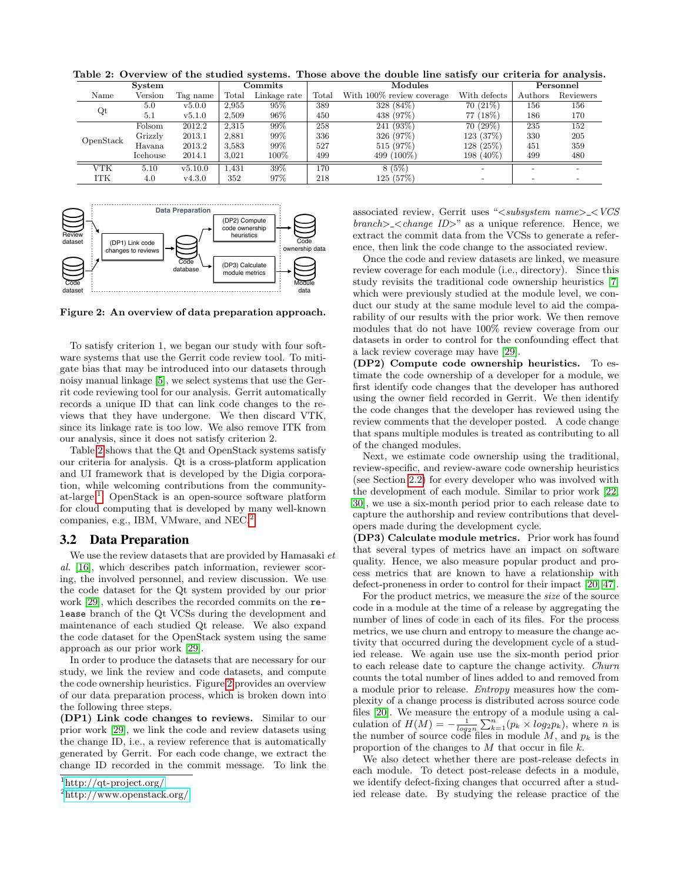**Table 2: Overview of the studied systems. Those above the double line satisfy our criteria for analysis.**

| System | | | Commits | | Modules | | | Personnel | |
|---|---|---|---|---|---|---|---|---|---|
| Name | Version | Tag name | Total | Linkage rate | Total | With 100% review coverage | With defects | Authors | Reviewers |
| Qt | 5.0 | v5.0.0 | 2,955 | 95% | 389 | 328 (84%) | 70 (21%) | 156 | 156 |
| | 5.1 | v5.1.0 | 2,509 | 96% | 450 | 438 (97%) | 77 (18%) | 186 | 170 |
| OpenStack | Folsom | 2012.2 | 2,315 | 99% | 258 | 241 (93%) | 70 (29%) | 235 | 152 |
| | Grizzly | 2013.1 | 2,881 | 99% | 336 | 326 (97%) | 123 (37%) | 330 | 205 |
| | Havana | 2013.2 | 3,583 | 99% | 527 | 515 (97%) | 128 (25%) | 451 | 359 |
| | Icehouse | 2014.1 | 3,021 | 100% | 499 | 499 (100%) | 198 (40%) | 499 | 480 |
| VTK | 5.10 | v5.10.0 | 1,431 | 39% | 170 | 8 (5%) | - | - | - |
| ITK | 4.0 | v4.3.0 | 352 | 97% | 218 | 125 (57%) | - | - | - |

**Figure 2: An overview of data preparation approach.**

To satisfy criterion 1, we began our study with four software systems that use the Gerrit code review tool. To mitigate bias that may be introduced into our datasets through noisy manual linkage [5], we select systems that use the Gerrit code reviewing tool for our analysis. Gerrit automatically records a unique ID that can link code changes to the reviews that they have undergone. We then discard VTK, since its linkage rate is too low. We also remove ITK from our analysis, since it does not satisfy criterion 2.

Table 2 shows that the Qt and OpenStack systems satisfy our criteria for analysis. Qt is a cross-platform application and UI framework that is developed by the Digia corporation, while welcoming contributions from the community-at-large.[1] OpenStack is an open-source software platform for cloud computing that is developed by many well-known companies, e.g., IBM, VMware, and NEC.[2]

## 3.2 Data Preparation

We use the review datasets that are provided by Hamasaki *et al.* [16], which describes patch information, reviewer scoring, the involved personnel, and review discussion. We use the code dataset for the Qt system provided by our prior work [29], which describes the recorded commits on the `release` branch of the Qt VCSs during the development and maintenance of each studied Qt release. We also expand the code dataset for the OpenStack system using the same approach as our prior work [29].

In order to produce the datasets that are necessary for our study, we link the review and code datasets, and compute the code ownership heuristics. Figure 2 provides an overview of our data preparation process, which is broken down into the following three steps.

**(DP1) Link code changes to reviews.** Similar to our prior work [29], we link the code and review datasets using the change ID, i.e., a review reference that is automatically generated by Gerrit. For each code change, we extract the change ID recorded in the commit message. To link the associated review, Gerrit uses "<*subsystem name*>_<*VCS branch*>_<*change ID*>" as a unique reference. Hence, we extract the commit data from the VCSs to generate a reference, then link the code change to the associated review.

Once the code and review datasets are linked, we measure review coverage for each module (i.e., directory). Since this study revisits the traditional code ownership heuristics [7] which were previously studied at the module level, we conduct our study at the same module level to aid the comparability of our results with the prior work. We then remove modules that do not have 100% review coverage from our datasets in order to control for the confounding effect that a lack review coverage may have [29].

**(DP2) Compute code ownership heuristics.** To estimate the code ownership of a developer for a module, we first identify code changes that the developer has authored using the owner field recorded in Gerrit. We then identify the code changes that the developer has reviewed using the review comments that the developer posted. A code change that spans multiple modules is treated as contributing to all of the changed modules.

Next, we estimate code ownership using the traditional, review-specific, and review-aware code ownership heuristics (see Section 2.2) for every developer who was involved with the development of each module. Similar to prior work [22, 30], we use a six-month period prior to each release date to capture the authorship and review contributions that developers made during the development cycle.

**(DP3) Calculate module metrics.** Prior work has found that several types of metrics have an impact on software quality. Hence, we also measure popular product and process metrics that are known to have a relationship with defect-proneness in order to control for their impact [20, 47].

For the product metrics, we measure the *size* of the source code in a module at the time of a release by aggregating the number of lines of code in each of its files. For the process metrics, we use churn and entropy to measure the change activity that occurred during the development cycle of a studied release. We again use use the six-month period prior to each release date to capture the change activity. *Churn* counts the total number of lines added to and removed from a module prior to release. *Entropy* measures how the complexity of a change process is distributed across source code files [20]. We measure the entropy of a module using a calculation of $H(M) = -\frac{1}{log_2 n}\sum_{k=1}^{n}(p_k \times log_2 p_k)$, where $n$ is the number of source code files in module $M$, and $p_k$ is the proportion of the changes to $M$ that occur in file $k$.

We also detect whether there are post-release defects in each module. To detect post-release defects in a module, we identify defect-fixing changes that occurred after a studied release date. By studying the release practice of the

[1] http://qt-project.org/

[2] http://www.openstack.org/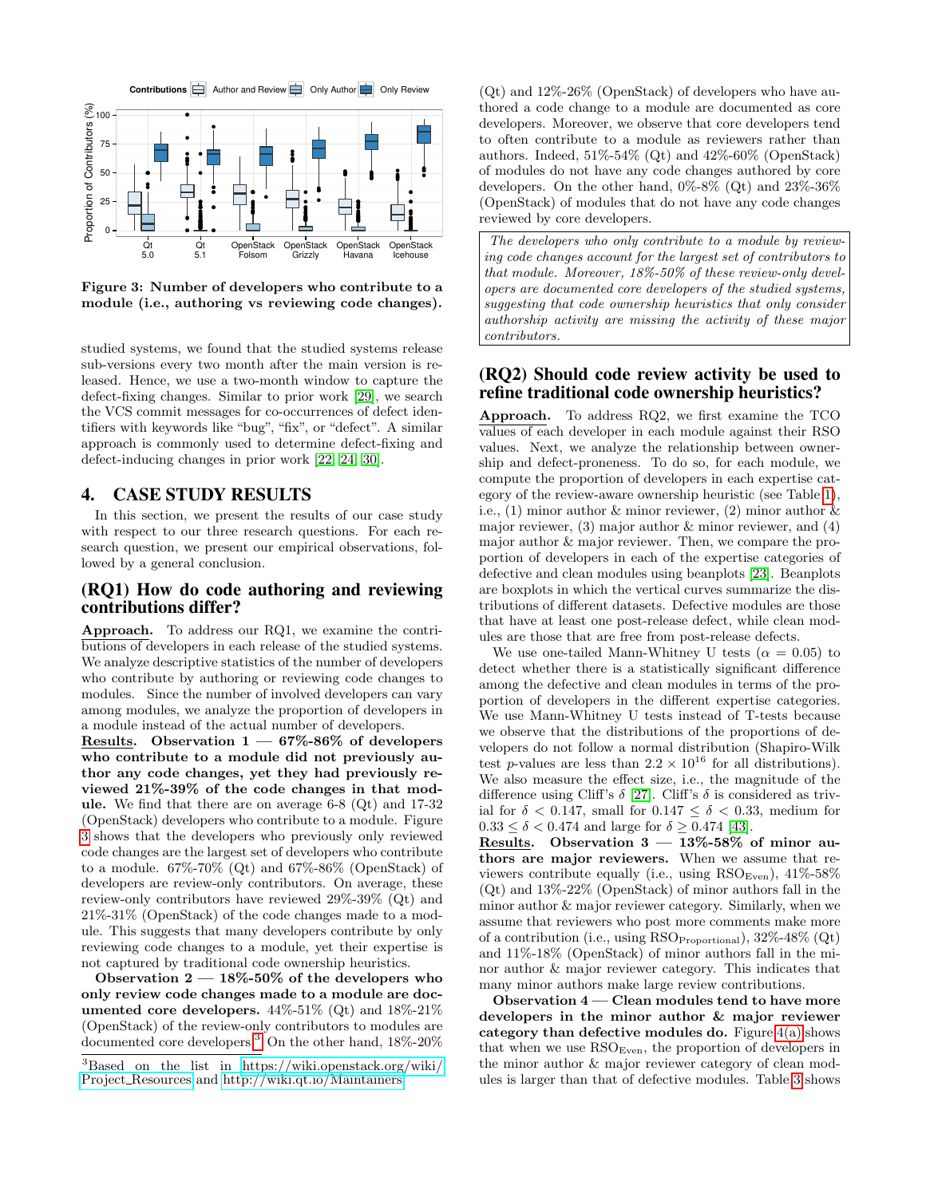Figure 3: Number of developers who contribute to a module (i.e., authoring vs reviewing code changes).

studied systems, we found that the studied systems release sub-versions every two month after the main version is released. Hence, we use a two-month window to capture the defect-fixing changes. Similar to prior work [29], we search the VCS commit messages for co-occurrences of defect identifiers with keywords like "bug", "fix", or "defect". A similar approach is commonly used to determine defect-fixing and defect-inducing changes in prior work [22, 24, 30].

## 4. CASE STUDY RESULTS

In this section, we present the results of our case study with respect to our three research questions. For each research question, we present our empirical observations, followed by a general conclusion.

### (RQ1) How do code authoring and reviewing contributions differ?

**Approach.** To address our RQ1, we examine the contributions of developers in each release of the studied systems. We analyze descriptive statistics of the number of developers who contribute by authoring or reviewing code changes to modules. Since the number of involved developers can vary among modules, we analyze the proportion of developers in a module instead of the actual number of developers.

**Results. Observation 1 — 67%-86% of developers who contribute to a module did not previously author any code changes, yet they had previously reviewed 21%-39% of the code changes in that module.** We find that there are on average 6-8 (Qt) and 17-32 (OpenStack) developers who contribute to a module. Figure 3 shows that the developers who previously only reviewed code changes are the largest set of developers who contribute to a module. 67%-70% (Qt) and 67%-86% (OpenStack) of developers are review-only contributors. On average, these review-only contributors have reviewed 29%-39% (Qt) and 21%-31% (OpenStack) of the code changes made to a module. This suggests that many developers contribute by only reviewing code changes to a module, yet their expertise is not captured by traditional code ownership heuristics.

**Observation 2 — 18%-50% of the developers who only review code changes made to a module are documented core developers.** 44%-51% (Qt) and 18%-21% (OpenStack) of the review-only contributors to modules are documented core developers.[3] On the other hand, 18%-20% (Qt) and 12%-26% (OpenStack) of developers who have authored a code change to a module are documented as core developers. Moreover, we observe that core developers tend to often contribute to a module as reviewers rather than authors. Indeed, 51%-54% (Qt) and 42%-60% (OpenStack) of modules do not have any code changes authored by core developers. On the other hand, 0%-8% (Qt) and 23%-36% (OpenStack) of modules that do not have any code changes reviewed by core developers.

> *The developers who only contribute to a module by reviewing code changes account for the largest set of contributors to that module. Moreover, 18%-50% of these review-only developers are documented core developers of the studied systems, suggesting that code ownership heuristics that only consider authorship activity are missing the activity of these major contributors.*

### (RQ2) Should code review activity be used to refine traditional code ownership heuristics?

**Approach.** To address RQ2, we first examine the TCO values of each developer in each module against their RSO values. Next, we analyze the relationship between ownership and defect-proneness. To do so, for each module, we compute the proportion of developers in each expertise category of the review-aware ownership heuristic (see Table 1), i.e., (1) minor author & minor reviewer, (2) minor author & major reviewer, (3) major author & minor reviewer, and (4) major author & major reviewer. Then, we compare the proportion of developers in each of the expertise categories of defective and clean modules using beanplots [23]. Beanplots are boxplots in which the vertical curves summarize the distributions of different datasets. Defective modules are those that have at least one post-release defect, while clean modules are those that are free from post-release defects.

We use one-tailed Mann-Whitney U tests ($\alpha = 0.05$) to detect whether there is a statistically significant difference among the defective and clean modules in terms of the proportion of developers in the different expertise categories. We use Mann-Whitney U tests instead of T-tests because we observe that the distributions of the proportions of developers do not follow a normal distribution (Shapiro-Wilk test $p$-values are less than $2.2 \times 10^{16}$ for all distributions). We also measure the effect size, i.e., the magnitude of the difference using Cliff's $\delta$ [27]. Cliff's $\delta$ is considered as trivial for $\delta < 0.147$, small for $0.147 \leq \delta < 0.33$, medium for $0.33 \leq \delta < 0.474$ and large for $\delta \geq 0.474$ [43].

**Results. Observation 3 — 13%-58% of minor authors are major reviewers.** When we assume that reviewers contribute equally (i.e., using $\text{RSO}_{\text{Even}}$), 41%-58% (Qt) and 13%-22% (OpenStack) of minor authors fall in the minor author & major reviewer category. Similarly, when we assume that reviewers who post more comments make more of a contribution (i.e., using $\text{RSO}_{\text{Proportional}}$), 32%-48% (Qt) and 11%-18% (OpenStack) of minor authors fall in the minor author & major reviewer category. This indicates that many minor authors make large review contributions.

**Observation 4 — Clean modules tend to have more developers in the minor author & major reviewer category than defective modules do.** Figure 4(a) shows that when we use $\text{RSO}_{\text{Even}}$, the proportion of developers in the minor author & major reviewer category of clean modules is larger than that of defective modules. Table 3 shows

[3] Based on the list in https://wiki.openstack.org/wiki/Project_Resources and http://wiki.qt.io/Maintainers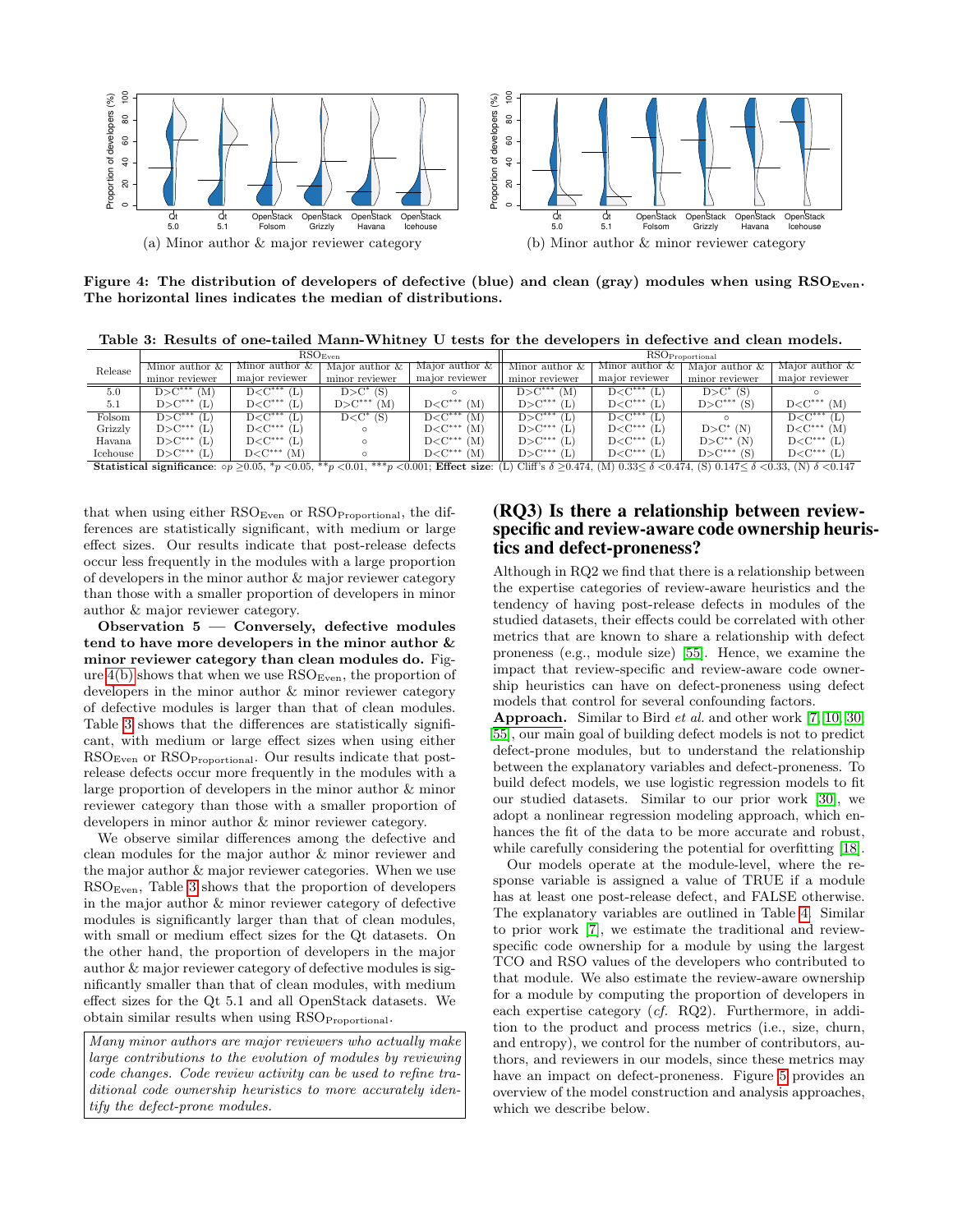(a) Minor author & major reviewer category

(b) Minor author & minor reviewer category

**Figure 4: The distribution of developers of defective (blue) and clean (gray) modules when using $RSO_{Even}$. The horizontal lines indicates the median of distributions.**

**Table 3: Results of one-tailed Mann-Whitney U tests for the developers in defective and clean models.**

| Release | $RSO_{Even}$ | | | | $RSO_{Proportional}$ | | | |
|---|---|---|---|---|---|---|---|---|
| | Minor author & minor reviewer | Minor author & major reviewer | Major author & minor reviewer | Major author & major reviewer | Minor author & minor reviewer | Minor author & major reviewer | Major author & minor reviewer | Major author & major reviewer |
| 5.0 | D>C*** (M) | D<C*** (L) | D>C* (S) | ○ | D>C*** (M) | D<C*** (L) | D>C* (S) | ○ |
| 5.1 | D>C*** (L) | D<C*** (L) | D>C*** (M) | D<C*** (M) | D>C*** (L) | D<C*** (L) | D>C*** (S) | D<C*** (M) |
| Folsom | D>C*** (L) | D<C*** (L) | D<C* (S) | D<C*** (M) | D>C*** (L) | D<C*** (L) | ○ | D<C*** (L) |
| Grizzly | D>C*** (L) | D<C*** (L) | ○ | D<C*** (M) | D>C*** (L) | D<C*** (L) | D>C* (N) | D<C*** (M) |
| Havana | D>C*** (L) | D<C*** (L) | ○ | D<C*** (M) | D>C*** (L) | D<C*** (L) | D>C** (N) | D<C*** (L) |
| Icehouse | D>C*** (L) | D<C*** (M) | ○ | D<C*** (M) | D>C*** (L) | D<C*** (L) | D>C*** (S) | D<C*** (L) |

**Statistical significance**: ○$p \geq 0.05$, *$p < 0.05$, **$p < 0.01$, ***$p < 0.001$; **Effect size**: (L) Cliff's $\delta \geq 0.474$, (M) $0.33 \leq \delta < 0.474$, (S) $0.147 \leq \delta < 0.33$, (N) $\delta < 0.147$

that when using either $RSO_{Even}$ or $RSO_{Proportional}$, the differences are statistically significant, with medium or large effect sizes. Our results indicate that post-release defects occur less frequently in the modules with a large proportion of developers in the minor author & major reviewer category than those with a smaller proportion of developers in minor author & major reviewer category.

**Observation 5 — Conversely, defective modules tend to have more developers in the minor author & minor reviewer category than clean modules do.** Figure 4(b) shows that when we use $RSO_{Even}$, the proportion of developers in the minor author & minor reviewer category of defective modules is larger than that of clean modules. Table 3 shows that the differences are statistically significant, with medium or large effect sizes when using either $RSO_{Even}$ or $RSO_{Proportional}$. Our results indicate that post-release defects occur more frequently in the modules with a large proportion of developers in the minor author & minor reviewer category than those with a smaller proportion of developers in minor author & minor reviewer category.

We observe similar differences among the defective and clean modules for the major author & minor reviewer and the major author & major reviewer categories. When we use $RSO_{Even}$, Table 3 shows that the proportion of developers in the major author & minor reviewer category of defective modules is significantly larger than that of clean modules, with small or medium effect sizes for the Qt datasets. On the other hand, the proportion of developers in the major author & major reviewer category of defective modules is significantly smaller than that of clean modules, with medium effect sizes for the Qt 5.1 and all OpenStack datasets. We obtain similar results when using $RSO_{Proportional}$.

*Many minor authors are major reviewers who actually make large contributions to the evolution of modules by reviewing code changes. Code review activity can be used to refine traditional code ownership heuristics to more accurately identify the defect-prone modules.*

## (RQ3) Is there a relationship between review-specific and review-aware code ownership heuristics and defect-proneness?

Although in RQ2 we find that there is a relationship between the expertise categories of review-aware heuristics and the tendency of having post-release defects in modules of the studied datasets, their effects could be correlated with other metrics that are known to share a relationship with defect proneness (e.g., module size) [55]. Hence, we examine the impact that review-specific and review-aware code ownership heuristics can have on defect-proneness using defect models that control for several confounding factors.

**Approach.** Similar to Bird *et al.* and other work [7, 10, 30, 55], our main goal of building defect models is not to predict defect-prone modules, but to understand the relationship between the explanatory variables and defect-proneness. To build defect models, we use logistic regression models to fit our studied datasets. Similar to our prior work [30], we adopt a nonlinear regression modeling approach, which enhances the fit of the data to be more accurate and robust, while carefully considering the potential for overfitting [18].

Our models operate at the module-level, where the response variable is assigned a value of TRUE if a module has at least one post-release defect, and FALSE otherwise. The explanatory variables are outlined in Table 4. Similar to prior work [7], we estimate the traditional and review-specific code ownership for a module by using the largest TCO and RSO values of the developers who contributed to that module. We also estimate the review-aware ownership for a module by computing the proportion of developers in each expertise category (*cf.* RQ2). Furthermore, in addition to the product and process metrics (i.e., size, churn, and entropy), we control for the number of contributors, authors, and reviewers in our models, since these metrics may have an impact on defect-proneness. Figure 5 provides an overview of the model construction and analysis approaches, which we describe below.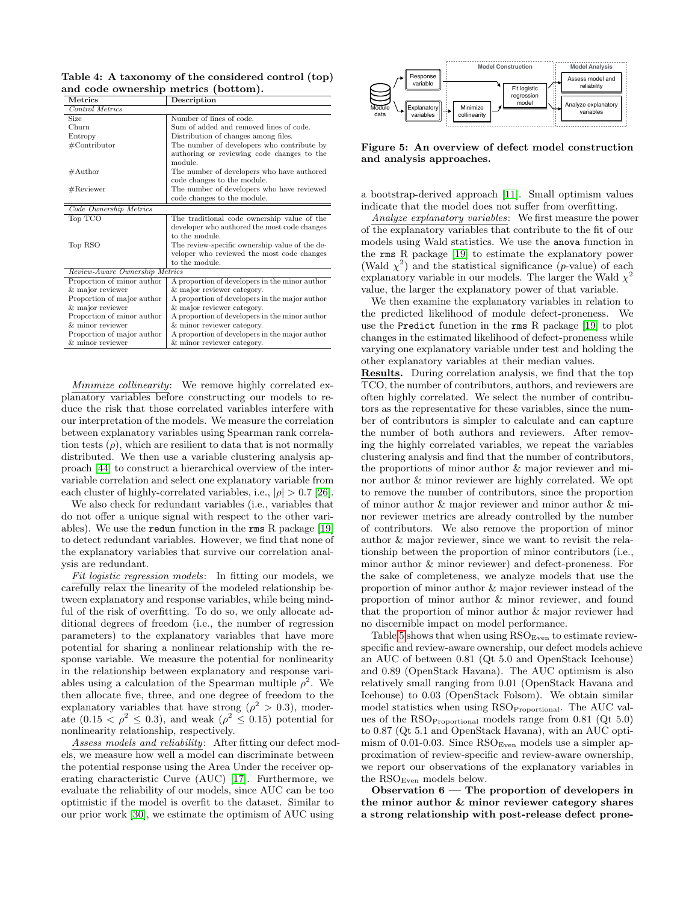**Table 4: A taxonomy of the considered control (top) and code ownership metrics (bottom).**

| Metrics | Description |
|---|---|
| *Control Metrics* | |
| Size | Number of lines of code. |
| Churn | Sum of added and removed lines of code. |
| Entropy | Distribution of changes among files. |
| #Contributor | The number of developers who contribute by authoring or reviewing code changes to the module. |
| #Author | The number of developers who have authored code changes to the module. |
| #Reviewer | The number of developers who have reviewed code changes to the module. |
| *Code Ownership Metrics* | |
| Top TCO | The traditional code ownership value of the developer who authored the most code changes to the module. |
| Top RSO | The review-specific ownership value of the developer who reviewed the most code changes to the module. |
| *Review-Aware Ownership Metrics* | |
| Proportion of minor author & major reviewer | A proportion of developers in the minor author & major reviewer category. |
| Proportion of major author & major reviewer | A proportion of developers in the major author & major reviewer category. |
| Proportion of minor author & minor reviewer | A proportion of developers in the minor author & minor reviewer category. |
| Proportion of major author & minor reviewer | A proportion of developers in the major author & minor reviewer category. |

*Minimize collinearity*: We remove highly correlated explanatory variables before constructing our models to reduce the risk that those correlated variables interfere with our interpretation of the models. We measure the correlation between explanatory variables using Spearman rank correlation tests ($\rho$), which are resilient to data that is not normally distributed. We then use a variable clustering analysis approach [44] to construct a hierarchical overview of the inter-variable correlation and select one explanatory variable from each cluster of highly-correlated variables, i.e., $|\rho| > 0.7$ [26].

We also check for redundant variables (i.e., variables that do not offer a unique signal with respect to the other variables). We use the `redun` function in the `rms` R package [19] to detect redundant variables. However, we find that none of the explanatory variables that survive our correlation analysis are redundant.

*Fit logistic regression models*: In fitting our models, we carefully relax the linearity of the modeled relationship between explanatory and response variables, while being mindful of the risk of overfitting. To do so, we only allocate additional degrees of freedom (i.e., the number of regression parameters) to the explanatory variables that have more potential for sharing a nonlinear relationship with the response variable. We measure the potential for nonlinearity in the relationship between explanatory and response variables using a calculation of the Spearman multiple $\rho^2$. We then allocate five, three, and one degree of freedom to the explanatory variables that have strong ($\rho^2 > 0.3$), moderate ($0.15 < \rho^2 \leq 0.3$), and weak ($\rho^2 \leq 0.15$) potential for nonlinearity relationship, respectively.

*Assess models and reliability*: After fitting our defect models, we measure how well a model can discriminate between the potential response using the Area Under the receiver operating characteristic Curve (AUC) [17]. Furthermore, we evaluate the reliability of our models, since AUC can be too optimistic if the model is overfit to the dataset. Similar to our prior work [30], we estimate the optimism of AUC using a bootstrap-derived approach [11]. Small optimism values indicate that the model does not suffer from overfitting.

*Analyze explanatory variables*: We first measure the power of the explanatory variables that contribute to the fit of our models using Wald statistics. We use the `anova` function in the `rms` R package [19] to estimate the explanatory power (Wald $\chi^2$) and the statistical significance ($p$-value) of each explanatory variable in our models. The larger the Wald $\chi^2$ value, the larger the explanatory power of that variable.

We then examine the explanatory variables in relation to the predicted likelihood of module defect-proneness. We use the `Predict` function in the `rms` R package [19] to plot changes in the estimated likelihood of defect-proneness while varying one explanatory variable under test and holding the other explanatory variables at their median values.

**Figure 5: An overview of defect model construction and analysis approaches.**

**Results.** During correlation analysis, we find that the top TCO, the number of contributors, authors, and reviewers are often highly correlated. We select the number of contributors as the representative for these variables, since the number of contributors is simpler to calculate and can capture the number of both authors and reviewers. After removing the highly correlated variables, we repeat the variables clustering analysis and find that the number of contributors, the proportions of minor author & major reviewer and minor author & minor reviewer are highly correlated. We opt to remove the number of contributors, since the proportion of minor author & major reviewer and minor author & minor reviewer metrics are already controlled by the number of contributors. We also remove the proportion of minor author & major reviewer, since we want to revisit the relationship between the proportion of minor contributors (i.e., minor author & minor reviewer) and defect-proneness. For the sake of completeness, we analyze models that use the proportion of minor author & major reviewer instead of the proportion of minor author & minor reviewer, and found that the proportion of minor author & major reviewer had no discernible impact on model performance.

Table 5 shows that when using $\text{RSO}_{\text{Even}}$ to estimate review-specific and review-aware ownership, our defect models achieve an AUC of between 0.81 (Qt 5.0 and OpenStack Icehouse) and 0.89 (OpenStack Havana). The AUC optimism is also relatively small ranging from 0.01 (OpenStack Havana and Icehouse) to 0.03 (OpenStack Folsom). We obtain similar model statistics when using $\text{RSO}_{\text{Proportional}}$. The AUC values of the $\text{RSO}_{\text{Proportional}}$ models range from 0.81 (Qt 5.0) to 0.87 (Qt 5.1 and OpenStack Havana), with an AUC optimism of 0.01-0.03. Since $\text{RSO}_{\text{Even}}$ models use a simpler approximation of review-specific and review-aware ownership, we report our observations of the explanatory variables in the $\text{RSO}_{\text{Even}}$ models below.

**Observation 6 — The proportion of developers in the minor author & minor reviewer category shares a strong relationship with post-release defect prone-**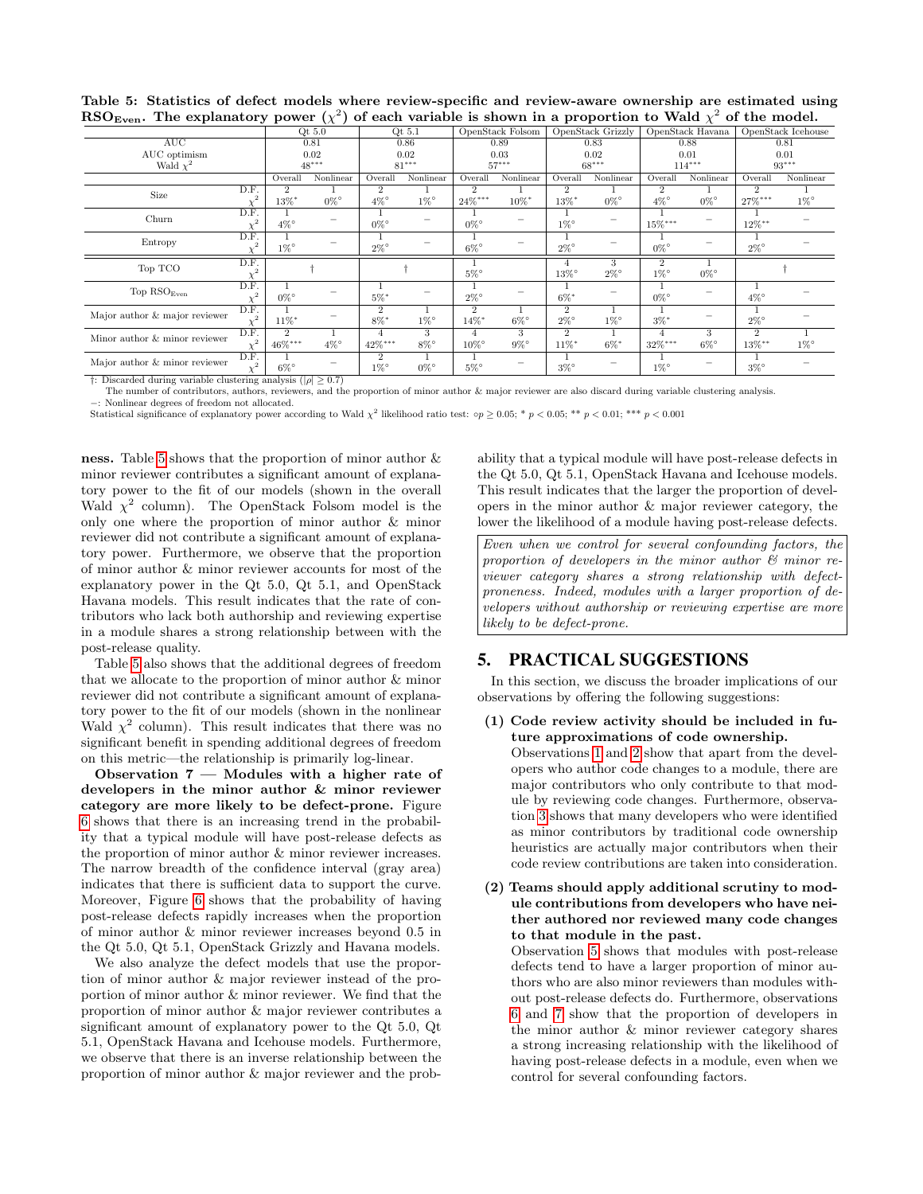**Table 5: Statistics of defect models where review-specific and review-aware ownership are estimated using $RSO_{Even}$. The explanatory power ($\chi^2$) of each variable is shown in a proportion to Wald $\chi^2$ of the model.**

| | | Qt 5.0 | | Qt 5.1 | | OpenStack Folsom | | OpenStack Grizzly | | OpenStack Havana | | OpenStack Icehouse | |
|---|---|---|---|---|---|---|---|---|---|---|---|---|---|
| AUC | | 0.81 | | 0.86 | | 0.89 | | 0.83 | | 0.88 | | 0.81 | |
| AUC optimism | | 0.02 | | 0.02 | | 0.03 | | 0.02 | | 0.01 | | 0.01 | |
| Wald $\chi^2$ | | $48^{***}$ | | $81^{***}$ | | $57^{***}$ | | $68^{***}$ | | $114^{***}$ | | $93^{***}$ | |
| | | Overall | Nonlinear | Overall | Nonlinear | Overall | Nonlinear | Overall | Nonlinear | Overall | Nonlinear | Overall | Nonlinear |
| Size | D.F. | 2 | 1 | 2 | 1 | 2 | 1 | 2 | 1 | 2 | 1 | 2 | 1 |
| | $\chi^2$ | $13\%^{*}$ | $0\%^{\circ}$ | $4\%^{\circ}$ | $1\%^{\circ}$ | $24\%^{***}$ | $10\%^{*}$ | $13\%^{*}$ | $0\%^{\circ}$ | $4\%^{\circ}$ | $0\%^{\circ}$ | $27\%^{***}$ | $1\%^{\circ}$ |
| Churn | D.F. | 1 | − | 1 | − | 1 | − | 1 | − | 1 | − | 1 | − |
| | $\chi^2$ | $4\%^{\circ}$ | | $0\%^{\circ}$ | | $0\%^{\circ}$ | | $1\%^{\circ}$ | | $15\%^{***}$ | | $12\%^{**}$ | |
| Entropy | D.F. | 1 | − | 1 | − | 1 | − | 1 | − | 1 | − | 1 | − |
| | $\chi^2$ | $1\%^{\circ}$ | | $2\%^{\circ}$ | | $6\%^{\circ}$ | | $2\%^{\circ}$ | | $0\%^{\circ}$ | | $2\%^{\circ}$ | |
| Top TCO | D.F. | † | | † | | 1 | | 4 | 3 | 2 | 1 | † | |
| | $\chi^2$ | | | | | $5\%^{\circ}$ | | $13\%^{\circ}$ | $2\%^{\circ}$ | $1\%^{\circ}$ | $0\%^{\circ}$ | | |
| Top $RSO_{Even}$ | D.F. | 1 | − | 1 | − | 1 | − | 1 | − | 1 | − | 1 | − |
| | $\chi^2$ | $0\%^{\circ}$ | | $5\%^{*}$ | | $2\%^{\circ}$ | | $6\%^{*}$ | | $0\%^{\circ}$ | | $4\%^{\circ}$ | |
| Major author & major reviewer | D.F. | 1 | − | 2 | 1 | 2 | 1 | 2 | 1 | 1 | − | 1 | − |
| | $\chi^2$ | $11\%^{*}$ | | $8\%^{*}$ | $1\%^{\circ}$ | $14\%^{*}$ | $6\%^{\circ}$ | $2\%^{\circ}$ | $1\%^{\circ}$ | $3\%^{*}$ | | $2\%^{\circ}$ | |
| Minor author & minor reviewer | D.F. | 2 | 1 | 4 | 3 | 4 | 3 | 2 | 1 | 4 | 3 | 2 | 1 |
| | $\chi^2$ | $46\%^{***}$ | $4\%^{\circ}$ | $42\%^{***}$ | $8\%^{\circ}$ | $10\%^{\circ}$ | $9\%^{\circ}$ | $11\%^{*}$ | $6\%^{*}$ | $32\%^{***}$ | $6\%^{\circ}$ | $13\%^{**}$ | $1\%^{\circ}$ |
| Major author & minor reviewer | D.F. | 1 | − | 2 | 1 | 1 | − | 1 | − | 1 | − | 1 | − |
| | $\chi^2$ | $6\%^{\circ}$ | | $1\%^{\circ}$ | $0\%^{\circ}$ | $5\%^{\circ}$ | | $3\%^{\circ}$ | | $1\%^{\circ}$ | | $3\%^{\circ}$ | |

†: Discarded during variable clustering analysis ($|\rho| \geq 0.7$)
The number of contributors, authors, reviewers, and the proportion of minor author & major reviewer are also discard during variable clustering analysis.
−: Nonlinear degrees of freedom not allocated.
Statistical significance of explanatory power according to Wald $\chi^2$ likelihood ratio test: $\circ p \geq 0.05$; * $p < 0.05$; ** $p < 0.01$; *** $p < 0.001$

**ness.** Table 5 shows that the proportion of minor author & minor reviewer contributes a significant amount of explanatory power to the fit of our models (shown in the overall Wald $\chi^2$ column). The OpenStack Folsom model is the only one where the proportion of minor author & minor reviewer did not contribute a significant amount of explanatory power. Furthermore, we observe that the proportion of minor author & minor reviewer accounts for most of the explanatory power in the Qt 5.0, Qt 5.1, and OpenStack Havana models. This result indicates that the rate of contributors who lack both authorship and reviewing expertise in a module shares a strong relationship between with the post-release quality.

Table 5 also shows that the additional degrees of freedom that we allocate to the proportion of minor author & minor reviewer did not contribute a significant amount of explanatory power to the fit of our models (shown in the nonlinear Wald $\chi^2$ column). This result indicates that there was no significant benefit in spending additional degrees of freedom on this metric—the relationship is primarily log-linear.

**Observation 7 — Modules with a higher rate of developers in the minor author & minor reviewer category are more likely to be defect-prone.** Figure 6 shows that there is an increasing trend in the probability that a typical module will have post-release defects as the proportion of minor author & minor reviewer increases. The narrow breadth of the confidence interval (gray area) indicates that there is sufficient data to support the curve. Moreover, Figure 6 shows that the probability of having post-release defects rapidly increases when the proportion of minor author & minor reviewer increases beyond 0.5 in the Qt 5.0, Qt 5.1, OpenStack Grizzly and Havana models.

We also analyze the defect models that use the proportion of minor author & major reviewer instead of the proportion of minor author & minor reviewer. We find that the proportion of minor author & major reviewer contributes a significant amount of explanatory power to the Qt 5.0, Qt 5.1, OpenStack Havana and Icehouse models. Furthermore, we observe that there is an inverse relationship between the proportion of minor author & major reviewer and the probability that a typical module will have post-release defects in the Qt 5.0, Qt 5.1, OpenStack Havana and Icehouse models. This result indicates that the larger the proportion of developers in the minor author & major reviewer category, the lower the likelihood of a module having post-release defects.

*Even when we control for several confounding factors, the proportion of developers in the minor author & minor reviewer category shares a strong relationship with defect-proneness. Indeed, modules with a larger proportion of developers without authorship or reviewing expertise are more likely to be defect-prone.*

## 5. PRACTICAL SUGGESTIONS

In this section, we discuss the broader implications of our observations by offering the following suggestions:

**(1) Code review activity should be included in future approximations of code ownership.**
Observations 1 and 2 show that apart from the developers who author code changes to a module, there are major contributors who only contribute to that module by reviewing code changes. Furthermore, observation 3 shows that many developers who were identified as minor contributors by traditional code ownership heuristics are actually major contributors when their code review contributions are taken into consideration.

**(2) Teams should apply additional scrutiny to module contributions from developers who have neither authored nor reviewed many code changes to that module in the past.**
Observation 5 shows that modules with post-release defects tend to have a larger proportion of minor authors who are also minor reviewers than modules without post-release defects do. Furthermore, observations 6 and 7 show that the proportion of developers in the minor author & minor reviewer category shares a strong increasing relationship with the likelihood of having post-release defects in a module, even when we control for several confounding factors.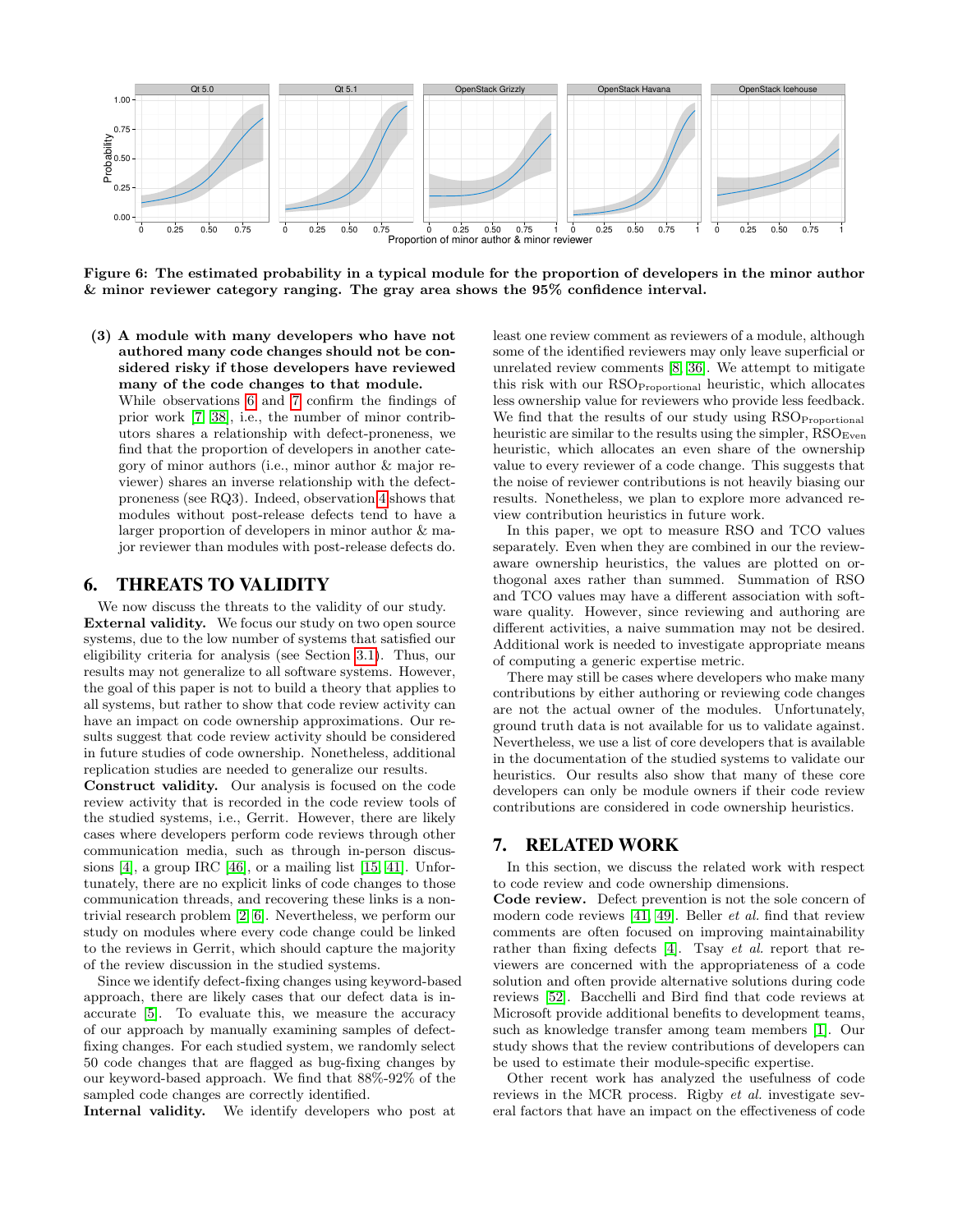**Figure 6: The estimated probability in a typical module for the proportion of developers in the minor author & minor reviewer category ranging. The gray area shows the 95% confidence interval.**

**(3) A module with many developers who have not authored many code changes should not be considered risky if those developers have reviewed many of the code changes to that module.**
While observations 6 and 7 confirm the findings of prior work [7, 38], i.e., the number of minor contributors shares a relationship with defect-proneness, we find that the proportion of developers in another category of minor authors (i.e., minor author & major reviewer) shares an inverse relationship with the defect-proneness (see RQ3). Indeed, observation 4 shows that modules without post-release defects tend to have a larger proportion of developers in minor author & major reviewer than modules with post-release defects do.

## 6. THREATS TO VALIDITY

We now discuss the threats to the validity of our study.

**External validity.** We focus our study on two open source systems, due to the low number of systems that satisfied our eligibility criteria for analysis (see Section 3.1). Thus, our results may not generalize to all software systems. However, the goal of this paper is not to build a theory that applies to all systems, but rather to show that code review activity can have an impact on code ownership approximations. Our results suggest that code review activity should be considered in future studies of code ownership. Nonetheless, additional replication studies are needed to generalize our results.

**Construct validity.** Our analysis is focused on the code review activity that is recorded in the code review tools of the studied systems, i.e., Gerrit. However, there are likely cases where developers perform code reviews through other communication media, such as through in-person discussions [4], a group IRC [46], or a mailing list [15, 41]. Unfortunately, there are no explicit links of code changes to those communication threads, and recovering these links is a nontrivial research problem [2, 6]. Nevertheless, we perform our study on modules where every code change could be linked to the reviews in Gerrit, which should capture the majority of the review discussion in the studied systems.

Since we identify defect-fixing changes using keyword-based approach, there are likely cases that our defect data is inaccurate [5]. To evaluate this, we measure the accuracy of our approach by manually examining samples of defect-fixing changes. For each studied system, we randomly select 50 code changes that are flagged as bug-fixing changes by our keyword-based approach. We find that 88%-92% of the sampled code changes are correctly identified.

**Internal validity.** We identify developers who post at least one review comment as reviewers of a module, although some of the identified reviewers may only leave superficial or unrelated review comments [8, 36]. We attempt to mitigate this risk with our $\text{RSO}_{\text{Proportional}}$ heuristic, which allocates less ownership value for reviewers who provide less feedback. We find that the results of our study using $\text{RSO}_{\text{Proportional}}$ heuristic are similar to the results using the simpler, $\text{RSO}_{\text{Even}}$ heuristic, which allocates an even share of the ownership value to every reviewer of a code change. This suggests that the noise of reviewer contributions is not heavily biasing our results. Nonetheless, we plan to explore more advanced review contribution heuristics in future work.

In this paper, we opt to measure RSO and TCO values separately. Even when they are combined in our the review-aware ownership heuristics, the values are plotted on orthogonal axes rather than summed. Summation of RSO and TCO values may have a different association with software quality. However, since reviewing and authoring are different activities, a naive summation may not be desired. Additional work is needed to investigate appropriate means of computing a generic expertise metric.

There may still be cases where developers who make many contributions by either authoring or reviewing code changes are not the actual owner of the modules. Unfortunately, ground truth data is not available for us to validate against. Nevertheless, we use a list of core developers that is available in the documentation of the studied systems to validate our heuristics. Our results also show that many of these core developers can only be module owners if their code review contributions are considered in code ownership heuristics.

## 7. RELATED WORK

In this section, we discuss the related work with respect to code review and code ownership dimensions.

**Code review.** Defect prevention is not the sole concern of modern code reviews [41, 49]. Beller *et al.* find that review comments are often focused on improving maintainability rather than fixing defects [4]. Tsay *et al.* report that reviewers are concerned with the appropriateness of a code solution and often provide alternative solutions during code reviews [52]. Bacchelli and Bird find that code reviews at Microsoft provide additional benefits to development teams, such as knowledge transfer among team members [1]. Our study shows that the review contributions of developers can be used to estimate their module-specific expertise.

Other recent work has analyzed the usefulness of code reviews in the MCR process. Rigby *et al.* investigate several factors that have an impact on the effectiveness of code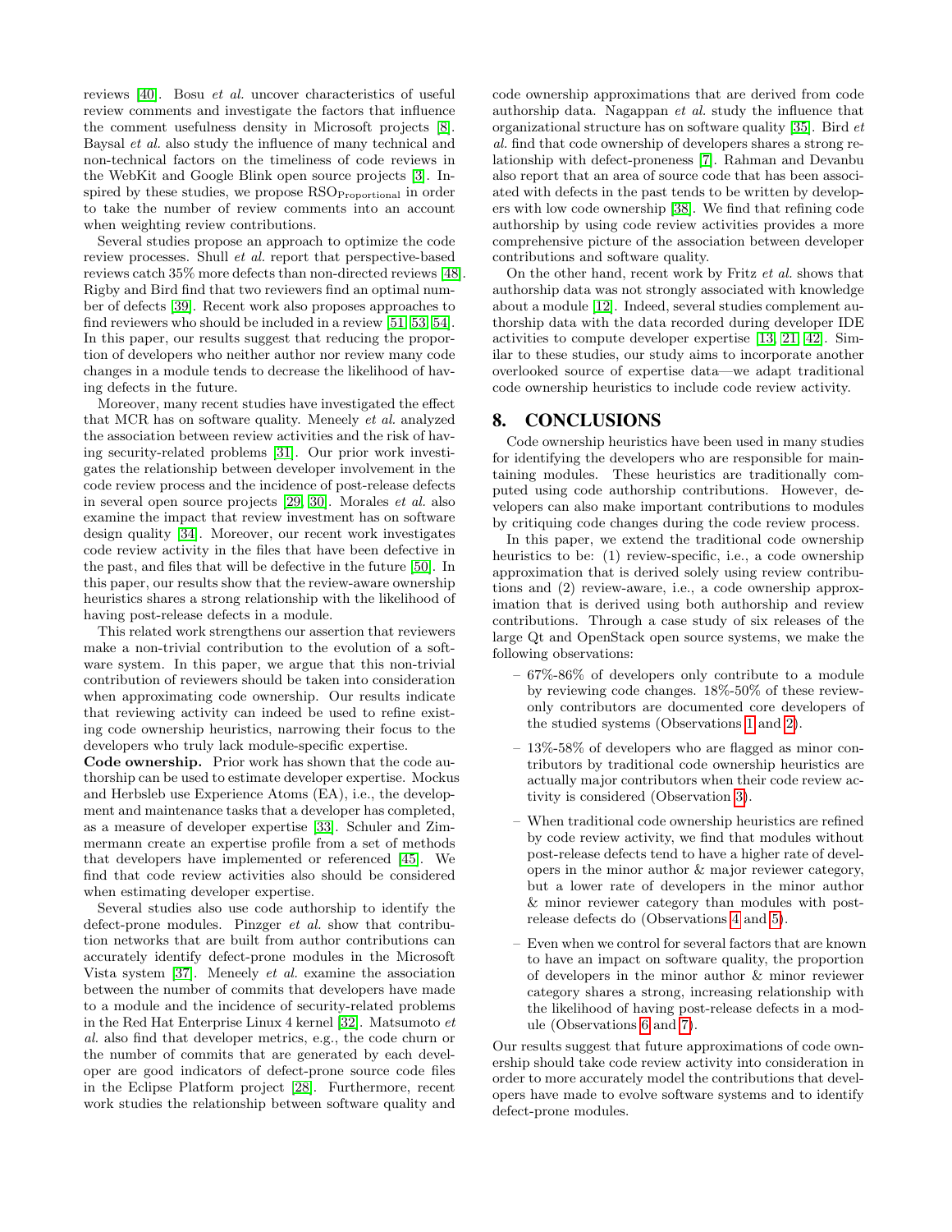reviews [40]. Bosu *et al.* uncover characteristics of useful review comments and investigate the factors that influence the comment usefulness density in Microsoft projects [8]. Baysal *et al.* also study the influence of many technical and non-technical factors on the timeliness of code reviews in the WebKit and Google Blink open source projects [3]. Inspired by these studies, we propose $\text{RSO}_{\text{Proportional}}$ in order to take the number of review comments into an account when weighting review contributions.

Several studies propose an approach to optimize the code review processes. Shull *et al.* report that perspective-based reviews catch 35% more defects than non-directed reviews [48]. Rigby and Bird find that two reviewers find an optimal number of defects [39]. Recent work also proposes approaches to find reviewers who should be included in a review [51, 53, 54]. In this paper, our results suggest that reducing the proportion of developers who neither author nor review many code changes in a module tends to decrease the likelihood of having defects in the future.

Moreover, many recent studies have investigated the effect that MCR has on software quality. Meneely *et al.* analyzed the association between review activities and the risk of having security-related problems [31]. Our prior work investigates the relationship between developer involvement in the code review process and the incidence of post-release defects in several open source projects [29, 30]. Morales *et al.* also examine the impact that review investment has on software design quality [34]. Moreover, our recent work investigates code review activity in the files that have been defective in the past, and files that will be defective in the future [50]. In this paper, our results show that the review-aware ownership heuristics shares a strong relationship with the likelihood of having post-release defects in a module.

This related work strengthens our assertion that reviewers make a non-trivial contribution to the evolution of a software system. In this paper, we argue that this non-trivial contribution of reviewers should be taken into consideration when approximating code ownership. Our results indicate that reviewing activity can indeed be used to refine existing code ownership heuristics, narrowing their focus to the developers who truly lack module-specific expertise.

**Code ownership.** Prior work has shown that the code authorship can be used to estimate developer expertise. Mockus and Herbsleb use Experience Atoms (EA), i.e., the development and maintenance tasks that a developer has completed, as a measure of developer expertise [33]. Schuler and Zimmermann create an expertise profile from a set of methods that developers have implemented or referenced [45]. We find that code review activities also should be considered when estimating developer expertise.

Several studies also use code authorship to identify the defect-prone modules. Pinzger *et al.* show that contribution networks that are built from author contributions can accurately identify defect-prone modules in the Microsoft Vista system [37]. Meneely *et al.* examine the association between the number of commits that developers have made to a module and the incidence of security-related problems in the Red Hat Enterprise Linux 4 kernel [32]. Matsumoto *et al.* also find that developer metrics, e.g., the code churn or the number of commits that are generated by each developer are good indicators of defect-prone source code files in the Eclipse Platform project [28]. Furthermore, recent work studies the relationship between software quality and code ownership approximations that are derived from code authorship data. Nagappan *et al.* study the influence that organizational structure has on software quality [35]. Bird *et al.* find that code ownership of developers shares a strong relationship with defect-proneness [7]. Rahman and Devanbu also report that an area of source code that has been associated with defects in the past tends to be written by developers with low code ownership [38]. We find that refining code authorship by using code review activities provides a more comprehensive picture of the association between developer contributions and software quality.

On the other hand, recent work by Fritz *et al.* shows that authorship data was not strongly associated with knowledge about a module [12]. Indeed, several studies complement authorship data with the data recorded during developer IDE activities to compute developer expertise [13, 21, 42]. Similar to these studies, our study aims to incorporate another overlooked source of expertise data—we adapt traditional code ownership heuristics to include code review activity.

## 8. CONCLUSIONS

Code ownership heuristics have been used in many studies for identifying the developers who are responsible for maintaining modules. These heuristics are traditionally computed using code authorship contributions. However, developers can also make important contributions to modules by critiquing code changes during the code review process.

In this paper, we extend the traditional code ownership heuristics to be: (1) review-specific, i.e., a code ownership approximation that is derived solely using review contributions and (2) review-aware, i.e., a code ownership approximation that is derived using both authorship and review contributions. Through a case study of six releases of the large Qt and OpenStack open source systems, we make the following observations:

- 67%-86% of developers only contribute to a module by reviewing code changes. 18%-50% of these review-only contributors are documented core developers of the studied systems (Observations 1 and 2).
- 13%-58% of developers who are flagged as minor contributors by traditional code ownership heuristics are actually major contributors when their code review activity is considered (Observation 3).
- When traditional code ownership heuristics are refined by code review activity, we find that modules without post-release defects tend to have a higher rate of developers in the minor author & major reviewer category, but a lower rate of developers in the minor author & minor reviewer category than modules with post-release defects do (Observations 4 and 5).
- Even when we control for several factors that are known to have an impact on software quality, the proportion of developers in the minor author & minor reviewer category shares a strong, increasing relationship with the likelihood of having post-release defects in a module (Observations 6 and 7).

Our results suggest that future approximations of code ownership should take code review activity into consideration in order to more accurately model the contributions that developers have made to evolve software systems and to identify defect-prone modules.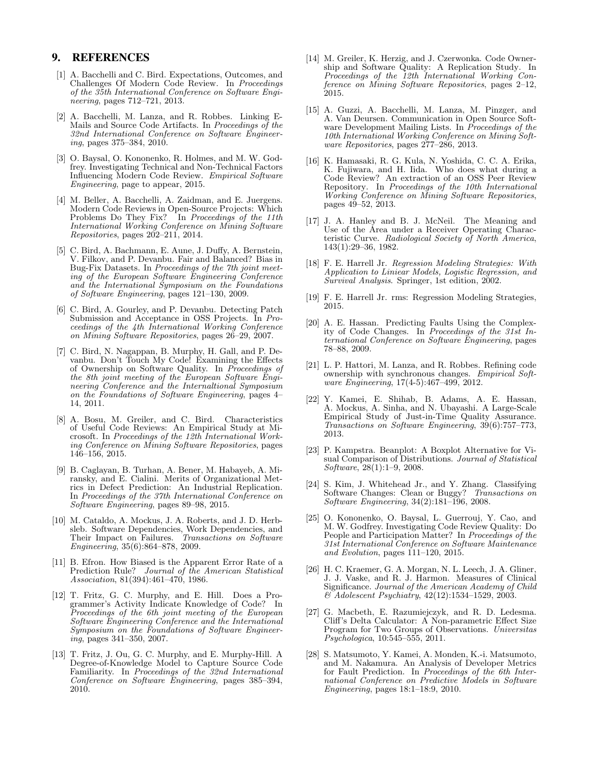## 9. REFERENCES

[1] A. Bacchelli and C. Bird. Expectations, Outcomes, and Challenges Of Modern Code Review. In *Proceedings of the 35th International Conference on Software Engineering*, pages 712–721, 2013.

[2] A. Bacchelli, M. Lanza, and R. Robbes. Linking E-Mails and Source Code Artifacts. In *Proceedings of the 32nd International Conference on Software Engineering*, pages 375–384, 2010.

[3] O. Baysal, O. Kononenko, R. Holmes, and M. W. Godfrey. Investigating Technical and Non-Technical Factors Influencing Modern Code Review. *Empirical Software Engineering*, page to appear, 2015.

[4] M. Beller, A. Bacchelli, A. Zaidman, and E. Juergens. Modern Code Reviews in Open-Source Projects: Which Problems Do They Fix? In *Proceedings of the 11th International Working Conference on Mining Software Repositories*, pages 202–211, 2014.

[5] C. Bird, A. Bachmann, E. Aune, J. Duffy, A. Bernstein, V. Filkov, and P. Devanbu. Fair and Balanced? Bias in Bug-Fix Datasets. In *Proceedings of the 7th joint meeting of the European Software Engineering Conference and the International Symposium on the Foundations of Software Engineering*, pages 121–130, 2009.

[6] C. Bird, A. Gourley, and P. Devanbu. Detecting Patch Submission and Acceptance in OSS Projects. In *Proceedings of the 4th International Working Conference on Mining Software Repositories*, pages 26–29, 2007.

[7] C. Bird, N. Nagappan, B. Murphy, H. Gall, and P. Devanbu. Don't Touch My Code! Examining the Effects of Ownership on Software Quality. In *Proceedings of the 8th joint meeting of the European Software Engineering Conference and the Internaltional Symposium on the Foundations of Software Engineering*, pages 4–14, 2011.

[8] A. Bosu, M. Greiler, and C. Bird. Characteristics of Useful Code Reviews: An Empirical Study at Microsoft. In *Proceedings of the 12th International Working Conference on Mining Software Repositories*, pages 146–156, 2015.

[9] B. Caglayan, B. Turhan, A. Bener, M. Habayeb, A. Miransky, and E. Cialini. Merits of Organizational Metrics in Defect Prediction: An Industrial Replication. In *Proceedings of the 37th International Conference on Software Engineering*, pages 89–98, 2015.

[10] M. Cataldo, A. Mockus, J. A. Roberts, and J. D. Herbsleb. Software Dependencies, Work Dependencies, and Their Impact on Failures. *Transactions on Software Engineering*, 35(6):864–878, 2009.

[11] B. Efron. How Biased is the Apparent Error Rate of a Prediction Rule? *Journal of the American Statistical Association*, 81(394):461–470, 1986.

[12] T. Fritz, G. C. Murphy, and E. Hill. Does a Programmer's Activity Indicate Knowledge of Code? In *Proceedings of the 6th joint meeting of the European Software Engineering Conference and the International Symposium on the Foundations of Software Engineering*, pages 341–350, 2007.

[13] T. Fritz, J. Ou, G. C. Murphy, and E. Murphy-Hill. A Degree-of-Knowledge Model to Capture Source Code Familiarity. In *Proceedings of the 32nd International Conference on Software Engineering*, pages 385–394, 2010.

[14] M. Greiler, K. Herzig, and J. Czerwonka. Code Ownership and Software Quality: A Replication Study. In *Proceedings of the 12th International Working Conference on Mining Software Repositories*, pages 2–12, 2015.

[15] A. Guzzi, A. Bacchelli, M. Lanza, M. Pinzger, and A. Van Deursen. Communication in Open Source Software Development Mailing Lists. In *Proceedings of the 10th International Working Conference on Mining Software Repositories*, pages 277–286, 2013.

[16] K. Hamasaki, R. G. Kula, N. Yoshida, C. C. A. Erika, K. Fujiwara, and H. Iida. Who does what during a Code Review? An extraction of an OSS Peer Review Repository. In *Proceedings of the 10th International Working Conference on Mining Software Repositories*, pages 49–52, 2013.

[17] J. A. Hanley and B. J. McNeil. The Meaning and Use of the Area under a Receiver Operating Characteristic Curve. *Radiological Society of North America*, 143(1):29–36, 1982.

[18] F. E. Harrell Jr. *Regression Modeling Strategies: With Application to Liniear Models, Logistic Regression, and Survival Analysis*. Springer, 1st edition, 2002.

[19] F. E. Harrell Jr. rms: Regression Modeling Strategies, 2015.

[20] A. E. Hassan. Predicting Faults Using the Complexity of Code Changes. In *Proceedings of the 31st International Conference on Software Engineering*, pages 78–88, 2009.

[21] L. P. Hattori, M. Lanza, and R. Robbes. Refining code ownership with synchronous changes. *Empirical Software Engineering*, 17(4-5):467–499, 2012.

[22] Y. Kamei, E. Shihab, B. Adams, A. E. Hassan, A. Mockus, A. Sinha, and N. Ubayashi. A Large-Scale Empirical Study of Just-in-Time Quality Assurance. *Transactions on Software Engineering*, 39(6):757–773, 2013.

[23] P. Kampstra. Beanplot: A Boxplot Alternative for Visual Comparison of Distributions. *Journal of Statistical Software*, 28(1):1–9, 2008.

[24] S. Kim, J. Whitehead Jr., and Y. Zhang. Classifying Software Changes: Clean or Buggy? *Transactions on Software Engineering*, 34(2):181–196, 2008.

[25] O. Kononenko, O. Baysal, L. Guerrouj, Y. Cao, and M. W. Godfrey. Investigating Code Review Quality: Do People and Participation Matter? In *Proceedings of the 31st International Conference on Software Maintenance and Evolution*, pages 111–120, 2015.

[26] H. C. Kraemer, G. A. Morgan, N. L. Leech, J. A. Gliner, J. J. Vaske, and R. J. Harmon. Measures of Clinical Significance. *Journal of the American Academy of Child & Adolescent Psychiatry*, 42(12):1534–1529, 2003.

[27] G. Macbeth, E. Razumiejczyk, and R. D. Ledesma. Cliff's Delta Calculator: A Non-parametric Effect Size Program for Two Groups of Observations. *Universitas Psychologica*, 10:545–555, 2011.

[28] S. Matsumoto, Y. Kamei, A. Monden, K.-i. Matsumoto, and M. Nakamura. An Analysis of Developer Metrics for Fault Prediction. In *Proceedings of the 6th International Conference on Predictive Models in Software Engineering*, pages 18:1–18:9, 2010.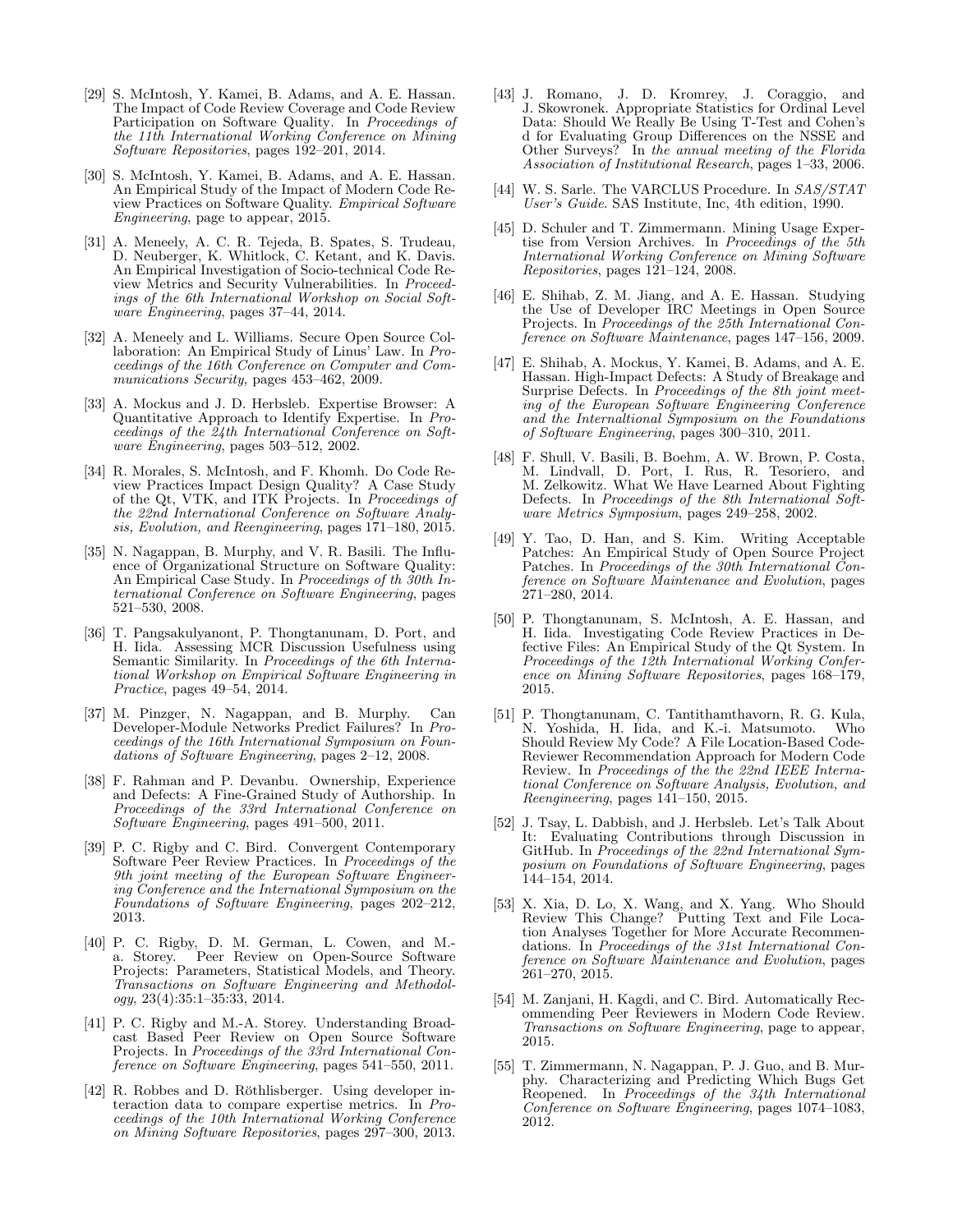[29] S. McIntosh, Y. Kamei, B. Adams, and A. E. Hassan. The Impact of Code Review Coverage and Code Review Participation on Software Quality. In *Proceedings of the 11th International Working Conference on Mining Software Repositories*, pages 192–201, 2014.

[30] S. McIntosh, Y. Kamei, B. Adams, and A. E. Hassan. An Empirical Study of the Impact of Modern Code Review Practices on Software Quality. *Empirical Software Engineering*, page to appear, 2015.

[31] A. Meneely, A. C. R. Tejeda, B. Spates, S. Trudeau, D. Neuberger, K. Whitlock, C. Ketant, and K. Davis. An Empirical Investigation of Socio-technical Code Review Metrics and Security Vulnerabilities. In *Proceedings of the 6th International Workshop on Social Software Engineering*, pages 37–44, 2014.

[32] A. Meneely and L. Williams. Secure Open Source Collaboration: An Empirical Study of Linus' Law. In *Proceedings of the 16th Conference on Computer and Communications Security*, pages 453–462, 2009.

[33] A. Mockus and J. D. Herbsleb. Expertise Browser: A Quantitative Approach to Identify Expertise. In *Proceedings of the 24th International Conference on Software Engineering*, pages 503–512, 2002.

[34] R. Morales, S. McIntosh, and F. Khomh. Do Code Review Practices Impact Design Quality? A Case Study of the Qt, VTK, and ITK Projects. In *Proceedings of the 22nd International Conference on Software Analysis, Evolution, and Reengineering*, pages 171–180, 2015.

[35] N. Nagappan, B. Murphy, and V. R. Basili. The Influence of Organizational Structure on Software Quality: An Empirical Case Study. In *Proceedings of th 30th International Conference on Software Engineering*, pages 521–530, 2008.

[36] T. Pangsakulyanont, P. Thongtanunam, D. Port, and H. Iida. Assessing MCR Discussion Usefulness using Semantic Similarity. In *Proceedings of the 6th International Workshop on Empirical Software Engineering in Practice*, pages 49–54, 2014.

[37] M. Pinzger, N. Nagappan, and B. Murphy. Can Developer-Module Networks Predict Failures? In *Proceedings of the 16th International Symposium on Foundations of Software Engineering*, pages 2–12, 2008.

[38] F. Rahman and P. Devanbu. Ownership, Experience and Defects: A Fine-Grained Study of Authorship. In *Proceedings of the 33rd International Conference on Software Engineering*, pages 491–500, 2011.

[39] P. C. Rigby and C. Bird. Convergent Contemporary Software Peer Review Practices. In *Proceedings of the 9th joint meeting of the European Software Engineering Conference and the International Symposium on the Foundations of Software Engineering*, pages 202–212, 2013.

[40] P. C. Rigby, D. M. German, L. Cowen, and M.-a. Storey. Peer Review on Open-Source Software Projects: Parameters, Statistical Models, and Theory. *Transactions on Software Engineering and Methodology*, 23(4):35:1–35:33, 2014.

[41] P. C. Rigby and M.-A. Storey. Understanding Broadcast Based Peer Review on Open Source Software Projects. In *Proceedings of the 33rd International Conference on Software Engineering*, pages 541–550, 2011.

[42] R. Robbes and D. Röthlisberger. Using developer interaction data to compare expertise metrics. In *Proceedings of the 10th International Working Conference on Mining Software Repositories*, pages 297–300, 2013.

[43] J. Romano, J. D. Kromrey, J. Coraggio, and J. Skowronek. Appropriate Statistics for Ordinal Level Data: Should We Really Be Using T-Test and Cohen's d for Evaluating Group Differences on the NSSE and Other Surveys? In *the annual meeting of the Florida Association of Institutional Research*, pages 1–33, 2006.

[44] W. S. Sarle. The VARCLUS Procedure. In *SAS/STAT User's Guide*. SAS Institute, Inc, 4th edition, 1990.

[45] D. Schuler and T. Zimmermann. Mining Usage Expertise from Version Archives. In *Proceedings of the 5th International Working Conference on Mining Software Repositories*, pages 121–124, 2008.

[46] E. Shihab, Z. M. Jiang, and A. E. Hassan. Studying the Use of Developer IRC Meetings in Open Source Projects. In *Proceedings of the 25th International Conference on Software Maintenance*, pages 147–156, 2009.

[47] E. Shihab, A. Mockus, Y. Kamei, B. Adams, and A. E. Hassan. High-Impact Defects: A Study of Breakage and Surprise Defects. In *Proceedings of the 8th joint meeting of the European Software Engineering Conference and the Internaltional Symposium on the Foundations of Software Engineering*, pages 300–310, 2011.

[48] F. Shull, V. Basili, B. Boehm, A. W. Brown, P. Costa, M. Lindvall, D. Port, I. Rus, R. Tesoriero, and M. Zelkowitz. What We Have Learned About Fighting Defects. In *Proceedings of the 8th International Software Metrics Symposium*, pages 249–258, 2002.

[49] Y. Tao, D. Han, and S. Kim. Writing Acceptable Patches: An Empirical Study of Open Source Project Patches. In *Proceedings of the 30th International Conference on Software Maintenance and Evolution*, pages 271–280, 2014.

[50] P. Thongtanunam, S. McIntosh, A. E. Hassan, and H. Iida. Investigating Code Review Practices in Defective Files: An Empirical Study of the Qt System. In *Proceedings of the 12th International Working Conference on Mining Software Repositories*, pages 168–179, 2015.

[51] P. Thongtanunam, C. Tantithamthavorn, R. G. Kula, N. Yoshida, H. Iida, and K.-i. Matsumoto. Who Should Review My Code? A File Location-Based Code-Reviewer Recommendation Approach for Modern Code Review. In *Proceedings of the the 22nd IEEE International Conference on Software Analysis, Evolution, and Reengineering*, pages 141–150, 2015.

[52] J. Tsay, L. Dabbish, and J. Herbsleb. Let's Talk About It: Evaluating Contributions through Discussion in GitHub. In *Proceedings of the 22nd International Symposium on Foundations of Software Engineering*, pages 144–154, 2014.

[53] X. Xia, D. Lo, X. Wang, and X. Yang. Who Should Review This Change? Putting Text and File Location Analyses Together for More Accurate Recommendations. In *Proceedings of the 31st International Conference on Software Maintenance and Evolution*, pages 261–270, 2015.

[54] M. Zanjani, H. Kagdi, and C. Bird. Automatically Recommending Peer Reviewers in Modern Code Review. *Transactions on Software Engineering*, page to appear, 2015.

[55] T. Zimmermann, N. Nagappan, P. J. Guo, and B. Murphy. Characterizing and Predicting Which Bugs Get Reopened. In *Proceedings of the 34th International Conference on Software Engineering*, pages 1074–1083, 2012.